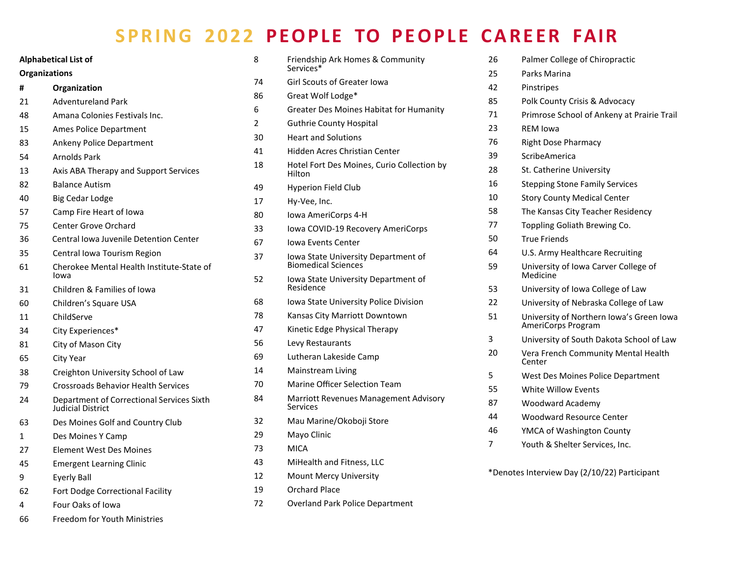# SPRING 2022 PEOPLE TO PEOPLE CAREER FAIR

**Alphabetical List of Organizations**

| # | Organization |
|---|---|
| 21 | Adventureland Park |
| 48 | Amana Colonies Festivals Inc. |
| 15 | Ames Police Department |
| 83 | Ankeny Police Department |
| 54 | Arnolds Park |
| 13 | Axis ABA Therapy and Support Services |
| 82 | Balance Autism |
| 40 | Big Cedar Lodge |
| 57 | Camp Fire Heart of Iowa |
| 75 | Center Grove Orchard |
| 36 | Central Iowa Juvenile Detention Center |
| 35 | Central Iowa Tourism Region |
| 61 | Cherokee Mental Health Institute-State of Iowa |
| 31 | Children & Families of Iowa |
| 60 | Children's Square USA |
| 11 | ChildServe |
| 34 | City Experiences* |
| 81 | City of Mason City |
| 65 | City Year |
| 38 | Creighton University School of Law |
| 79 | Crossroads Behavior Health Services |
| 24 | Department of Correctional Services Sixth Judicial District |
| 63 | Des Moines Golf and Country Club |
| 1 | Des Moines Y Camp |
| 27 | Element West Des Moines |
| 45 | Emergent Learning Clinic |
| 9 | Eyerly Ball |
| 62 | Fort Dodge Correctional Facility |
| 4 | Four Oaks of Iowa |
| 66 | Freedom for Youth Ministries |
| 8 | Friendship Ark Homes & Community Services* |
| 74 | Girl Scouts of Greater Iowa |
| 86 | Great Wolf Lodge* |
| 6 | Greater Des Moines Habitat for Humanity |
| 2 | Guthrie County Hospital |
| 30 | Heart and Solutions |
| 41 | Hidden Acres Christian Center |
| 18 | Hotel Fort Des Moines, Curio Collection by Hilton |
| 49 | Hyperion Field Club |
| 17 | Hy-Vee, Inc. |
| 80 | Iowa AmeriCorps 4-H |
| 33 | Iowa COVID-19 Recovery AmeriCorps |
| 67 | Iowa Events Center |
| 37 | Iowa State University Department of Biomedical Sciences |
| 52 | Iowa State University Department of Residence |
| 68 | Iowa State University Police Division |
| 78 | Kansas City Marriott Downtown |
| 47 | Kinetic Edge Physical Therapy |
| 56 | Levy Restaurants |
| 69 | Lutheran Lakeside Camp |
| 14 | Mainstream Living |
| 70 | Marine Officer Selection Team |
| 84 | Marriott Revenues Management Advisory Services |
| 32 | Mau Marine/Okoboji Store |
| 29 | Mayo Clinic |
| 73 | MICA |
| 43 | MiHealth and Fitness, LLC |
| 12 | Mount Mercy University |
| 19 | Orchard Place |
| 72 | Overland Park Police Department |
| 26 | Palmer College of Chiropractic |
| 25 | Parks Marina |
| 42 | Pinstripes |
| 85 | Polk County Crisis & Advocacy |
| 71 | Primrose School of Ankeny at Prairie Trail |
| 23 | REM Iowa |
| 76 | Right Dose Pharmacy |
| 39 | ScribeAmerica |
| 28 | St. Catherine University |
| 16 | Stepping Stone Family Services |
| 10 | Story County Medical Center |
| 58 | The Kansas City Teacher Residency |
| 77 | Toppling Goliath Brewing Co. |
| 50 | True Friends |
| 64 | U.S. Army Healthcare Recruiting |
| 59 | University of Iowa Carver College of Medicine |
| 53 | University of Iowa College of Law |
| 22 | University of Nebraska College of Law |
| 51 | University of Northern Iowa's Green Iowa AmeriCorps Program |
| 3 | University of South Dakota School of Law |
| 20 | Vera French Community Mental Health Center |
| 5 | West Des Moines Police Department |
| 55 | White Willow Events |
| 87 | Woodward Academy |
| 44 | Woodward Resource Center |
| 46 | YMCA of Washington County |
| 7 | Youth & Shelter Services, Inc. |

*Denotes Interview Day (2/10/22) Participant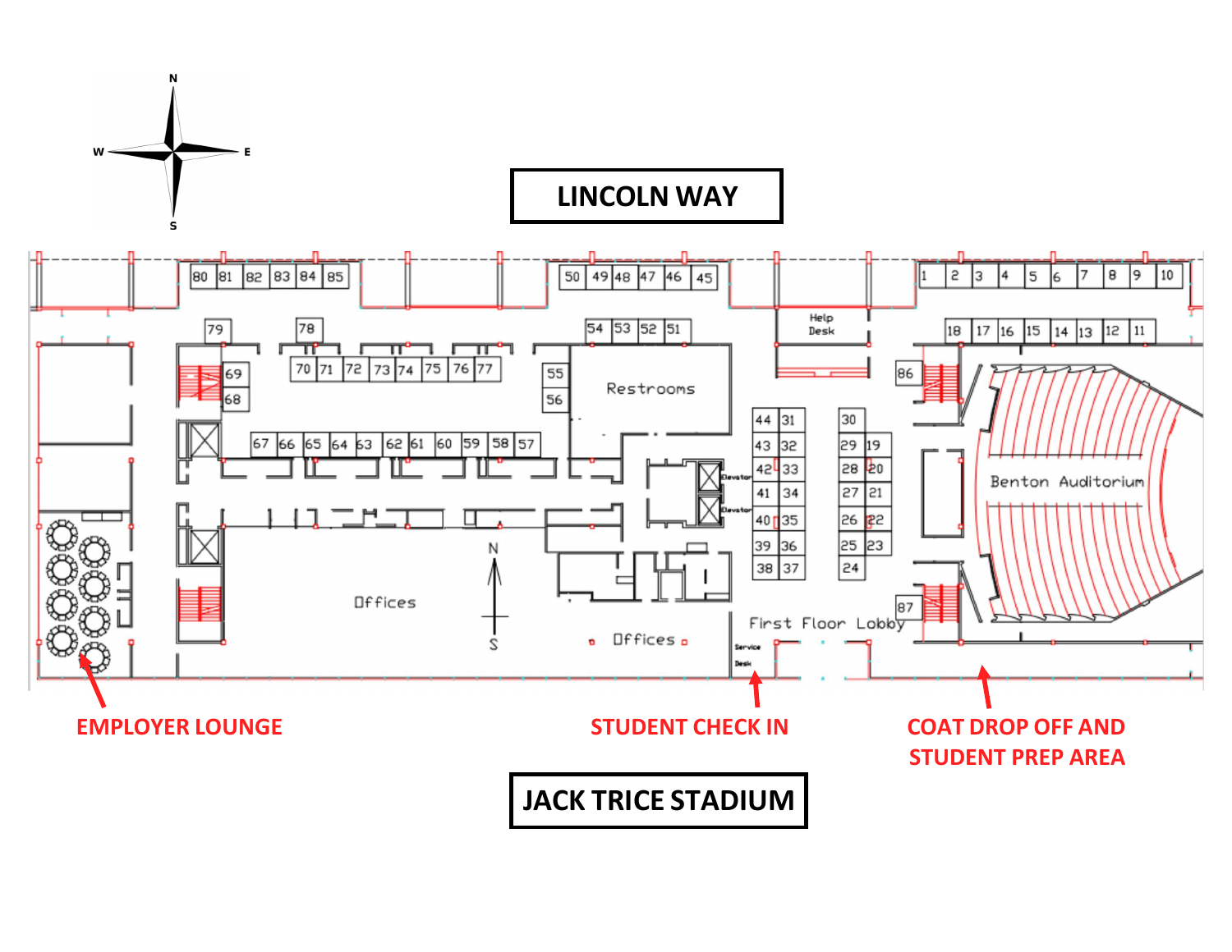LINCOLN WAY

80 81 82 83 84 85

50 49 48 47 46 45

1 2 3 4 5 6 7 8 9 10

79 78

54 53 52 51

Help Desk

18 17 16 15 14 13 12 11

69 68

70 71 72 73 74 75 76 77

55 56

Restrooms

86

67 66 65 64 63 62 61 60 59 58 57

44 31 43 32 42 33 41 34 40 35 39 36 38 37

30 29 19 28 20 27 21 26 22 25 23 24

Elevator

Elevator

Benton Auditorium

Offices

Offices

N

S

First Floor Lobby

87

Service Desk

EMPLOYER LOUNGE

STUDENT CHECK IN

COAT DROP OFF AND STUDENT PREP AREA

JACK TRICE STADIUM